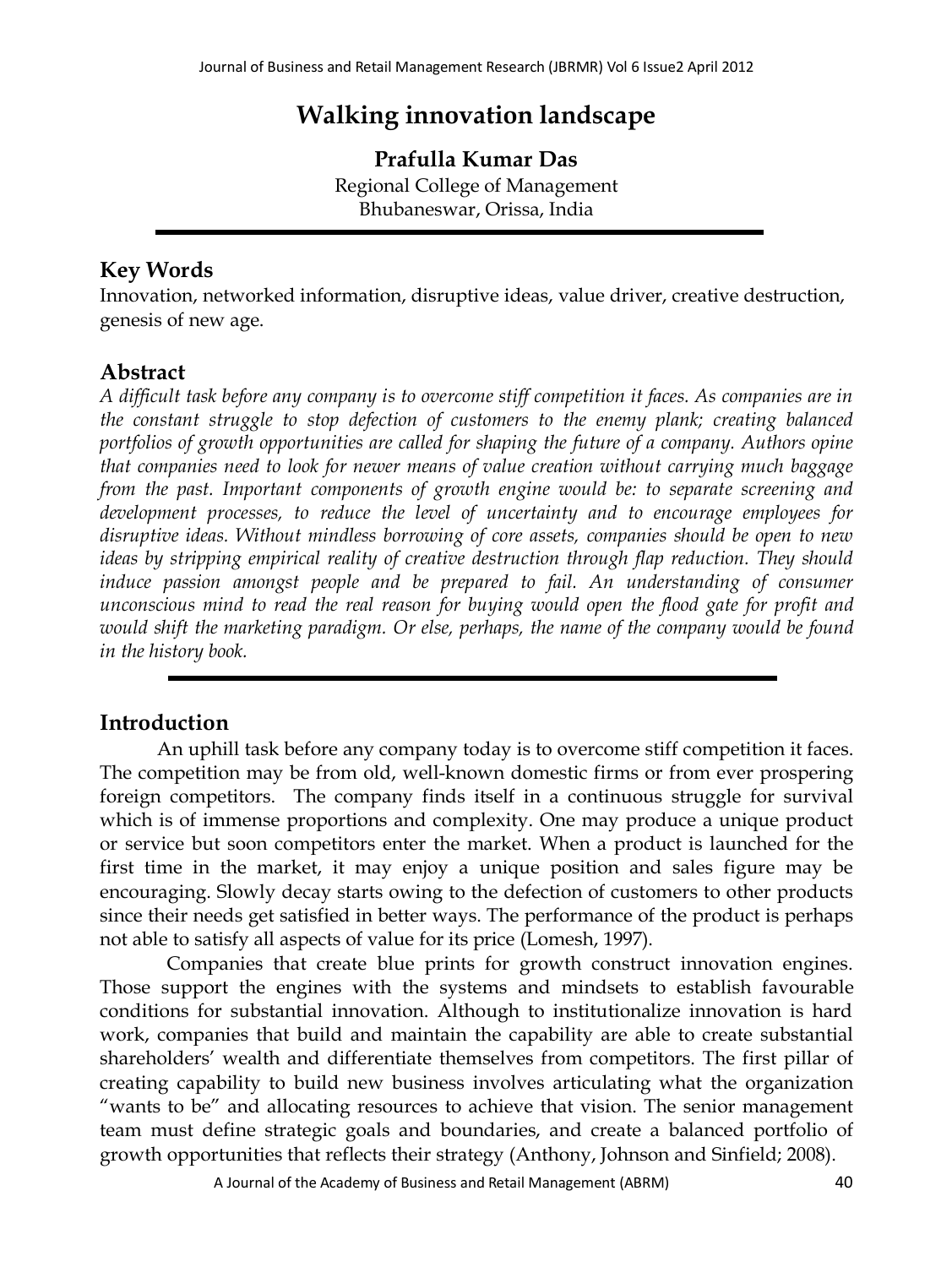# Walking innovation landscape

**Prafulla Kumar Das**

Regional College of Management
Bhubaneswar, Orissa, India

## Key Words

Innovation, networked information, disruptive ideas, value driver, creative destruction, genesis of new age.

## Abstract

*A difficult task before any company is to overcome stiff competition it faces. As companies are in the constant struggle to stop defection of customers to the enemy plank; creating balanced portfolios of growth opportunities are called for shaping the future of a company. Authors opine that companies need to look for newer means of value creation without carrying much baggage from the past. Important components of growth engine would be: to separate screening and development processes, to reduce the level of uncertainty and to encourage employees for disruptive ideas. Without mindless borrowing of core assets, companies should be open to new ideas by stripping empirical reality of creative destruction through flap reduction. They should induce passion amongst people and be prepared to fail. An understanding of consumer unconscious mind to read the real reason for buying would open the flood gate for profit and would shift the marketing paradigm. Or else, perhaps, the name of the company would be found in the history book.*

## Introduction

An uphill task before any company today is to overcome stiff competition it faces. The competition may be from old, well-known domestic firms or from ever prospering foreign competitors. The company finds itself in a continuous struggle for survival which is of immense proportions and complexity. One may produce a unique product or service but soon competitors enter the market. When a product is launched for the first time in the market, it may enjoy a unique position and sales figure may be encouraging. Slowly decay starts owing to the defection of customers to other products since their needs get satisfied in better ways. The performance of the product is perhaps not able to satisfy all aspects of value for its price (Lomesh, 1997).

Companies that create blue prints for growth construct innovation engines. Those support the engines with the systems and mindsets to establish favourable conditions for substantial innovation. Although to institutionalize innovation is hard work, companies that build and maintain the capability are able to create substantial shareholders' wealth and differentiate themselves from competitors. The first pillar of creating capability to build new business involves articulating what the organization "wants to be" and allocating resources to achieve that vision. The senior management team must define strategic goals and boundaries, and create a balanced portfolio of growth opportunities that reflects their strategy (Anthony, Johnson and Sinfield; 2008).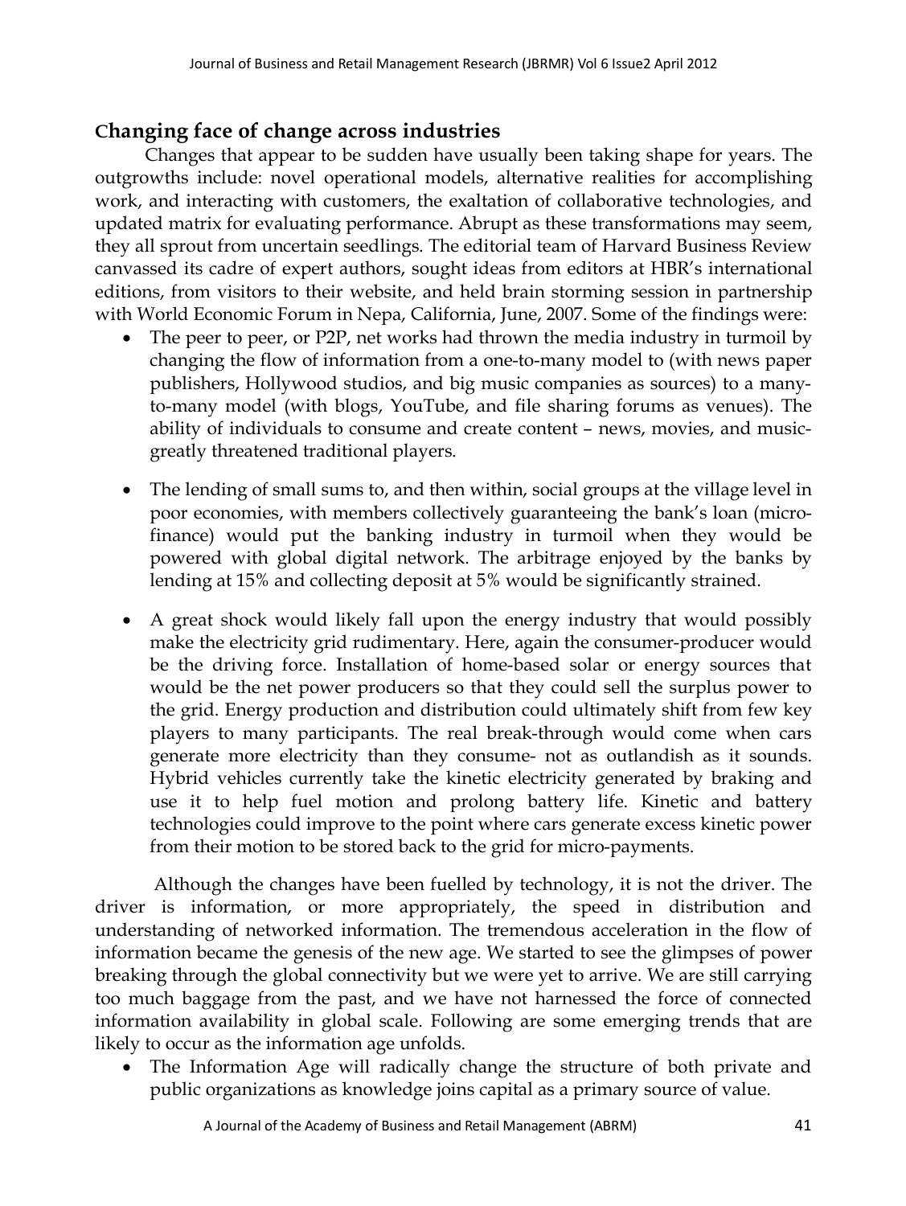## Changing face of change across industries

Changes that appear to be sudden have usually been taking shape for years. The outgrowths include: novel operational models, alternative realities for accomplishing work, and interacting with customers, the exaltation of collaborative technologies, and updated matrix for evaluating performance. Abrupt as these transformations may seem, they all sprout from uncertain seedlings. The editorial team of Harvard Business Review canvassed its cadre of expert authors, sought ideas from editors at HBR's international editions, from visitors to their website, and held brain storming session in partnership with World Economic Forum in Nepa, California, June, 2007. Some of the findings were:

- The peer to peer, or P2P, net works had thrown the media industry in turmoil by changing the flow of information from a one-to-many model to (with news paper publishers, Hollywood studios, and big music companies as sources) to a many-to-many model (with blogs, YouTube, and file sharing forums as venues). The ability of individuals to consume and create content – news, movies, and music- greatly threatened traditional players.

- The lending of small sums to, and then within, social groups at the village level in poor economies, with members collectively guaranteeing the bank's loan (micro-finance) would put the banking industry in turmoil when they would be powered with global digital network. The arbitrage enjoyed by the banks by lending at 15% and collecting deposit at 5% would be significantly strained.

- A great shock would likely fall upon the energy industry that would possibly make the electricity grid rudimentary. Here, again the consumer-producer would be the driving force. Installation of home-based solar or energy sources that would be the net power producers so that they could sell the surplus power to the grid. Energy production and distribution could ultimately shift from few key players to many participants. The real break-through would come when cars generate more electricity than they consume- not as outlandish as it sounds. Hybrid vehicles currently take the kinetic electricity generated by braking and use it to help fuel motion and prolong battery life. Kinetic and battery technologies could improve to the point where cars generate excess kinetic power from their motion to be stored back to the grid for micro-payments.

Although the changes have been fuelled by technology, it is not the driver. The driver is information, or more appropriately, the speed in distribution and understanding of networked information. The tremendous acceleration in the flow of information became the genesis of the new age. We started to see the glimpses of power breaking through the global connectivity but we were yet to arrive. We are still carrying too much baggage from the past, and we have not harnessed the force of connected information availability in global scale. Following are some emerging trends that are likely to occur as the information age unfolds.

- The Information Age will radically change the structure of both private and public organizations as knowledge joins capital as a primary source of value.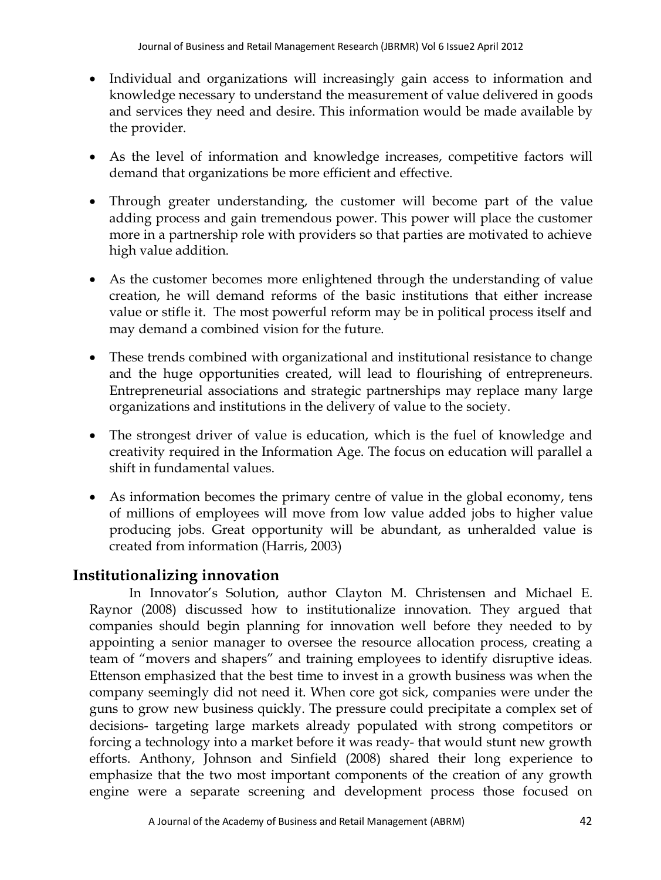- Individual and organizations will increasingly gain access to information and knowledge necessary to understand the measurement of value delivered in goods and services they need and desire. This information would be made available by the provider.
- As the level of information and knowledge increases, competitive factors will demand that organizations be more efficient and effective.
- Through greater understanding, the customer will become part of the value adding process and gain tremendous power. This power will place the customer more in a partnership role with providers so that parties are motivated to achieve high value addition.
- As the customer becomes more enlightened through the understanding of value creation, he will demand reforms of the basic institutions that either increase value or stifle it. The most powerful reform may be in political process itself and may demand a combined vision for the future.
- These trends combined with organizational and institutional resistance to change and the huge opportunities created, will lead to flourishing of entrepreneurs. Entrepreneurial associations and strategic partnerships may replace many large organizations and institutions in the delivery of value to the society.
- The strongest driver of value is education, which is the fuel of knowledge and creativity required in the Information Age. The focus on education will parallel a shift in fundamental values.
- As information becomes the primary centre of value in the global economy, tens of millions of employees will move from low value added jobs to higher value producing jobs. Great opportunity will be abundant, as unheralded value is created from information (Harris, 2003)

## Institutionalizing innovation

In Innovator's Solution, author Clayton M. Christensen and Michael E. Raynor (2008) discussed how to institutionalize innovation. They argued that companies should begin planning for innovation well before they needed to by appointing a senior manager to oversee the resource allocation process, creating a team of "movers and shapers" and training employees to identify disruptive ideas. Ettenson emphasized that the best time to invest in a growth business was when the company seemingly did not need it. When core got sick, companies were under the guns to grow new business quickly. The pressure could precipitate a complex set of decisions- targeting large markets already populated with strong competitors or forcing a technology into a market before it was ready- that would stunt new growth efforts. Anthony, Johnson and Sinfield (2008) shared their long experience to emphasize that the two most important components of the creation of any growth engine were a separate screening and development process those focused on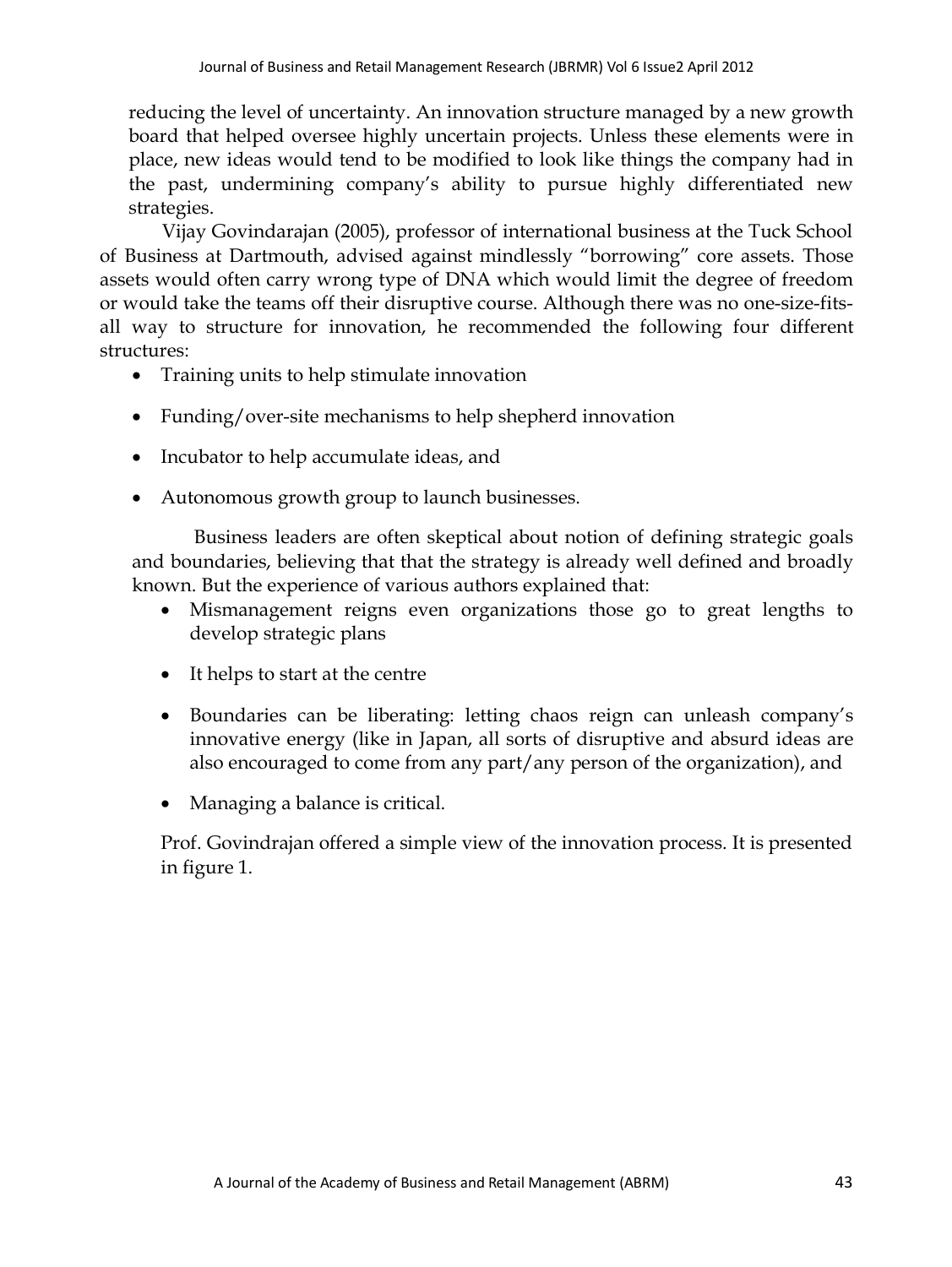reducing the level of uncertainty. An innovation structure managed by a new growth board that helped oversee highly uncertain projects. Unless these elements were in place, new ideas would tend to be modified to look like things the company had in the past, undermining company's ability to pursue highly differentiated new strategies.

Vijay Govindarajan (2005), professor of international business at the Tuck School of Business at Dartmouth, advised against mindlessly "borrowing" core assets. Those assets would often carry wrong type of DNA which would limit the degree of freedom or would take the teams off their disruptive course. Although there was no one-size-fits-all way to structure for innovation, he recommended the following four different structures:

- Training units to help stimulate innovation
- Funding/over-site mechanisms to help shepherd innovation
- Incubator to help accumulate ideas, and
- Autonomous growth group to launch businesses.

Business leaders are often skeptical about notion of defining strategic goals and boundaries, believing that that the strategy is already well defined and broadly known. But the experience of various authors explained that:

- Mismanagement reigns even organizations those go to great lengths to develop strategic plans
- It helps to start at the centre
- Boundaries can be liberating: letting chaos reign can unleash company's innovative energy (like in Japan, all sorts of disruptive and absurd ideas are also encouraged to come from any part/any person of the organization), and
- Managing a balance is critical.

Prof. Govindrajan offered a simple view of the innovation process. It is presented in figure 1.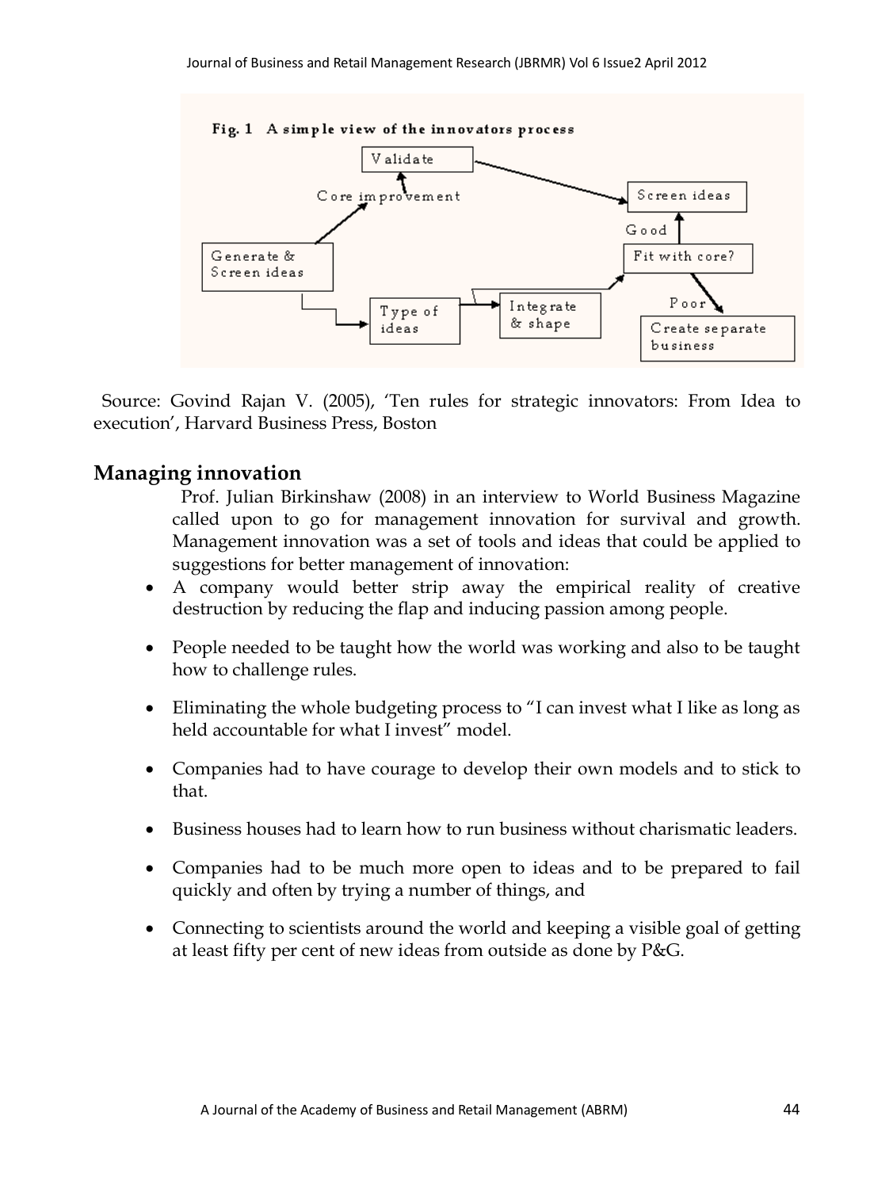**Fig. 1 A simple view of the innovators process**

Source: Govind Rajan V. (2005), 'Ten rules for strategic innovators: From Idea to execution', Harvard Business Press, Boston

## Managing innovation

Prof. Julian Birkinshaw (2008) in an interview to World Business Magazine called upon to go for management innovation for survival and growth. Management innovation was a set of tools and ideas that could be applied to suggestions for better management of innovation:

- A company would better strip away the empirical reality of creative destruction by reducing the flap and inducing passion among people.
- People needed to be taught how the world was working and also to be taught how to challenge rules.
- Eliminating the whole budgeting process to "I can invest what I like as long as held accountable for what I invest" model.
- Companies had to have courage to develop their own models and to stick to that.
- Business houses had to learn how to run business without charismatic leaders.
- Companies had to be much more open to ideas and to be prepared to fail quickly and often by trying a number of things, and
- Connecting to scientists around the world and keeping a visible goal of getting at least fifty per cent of new ideas from outside as done by P&G.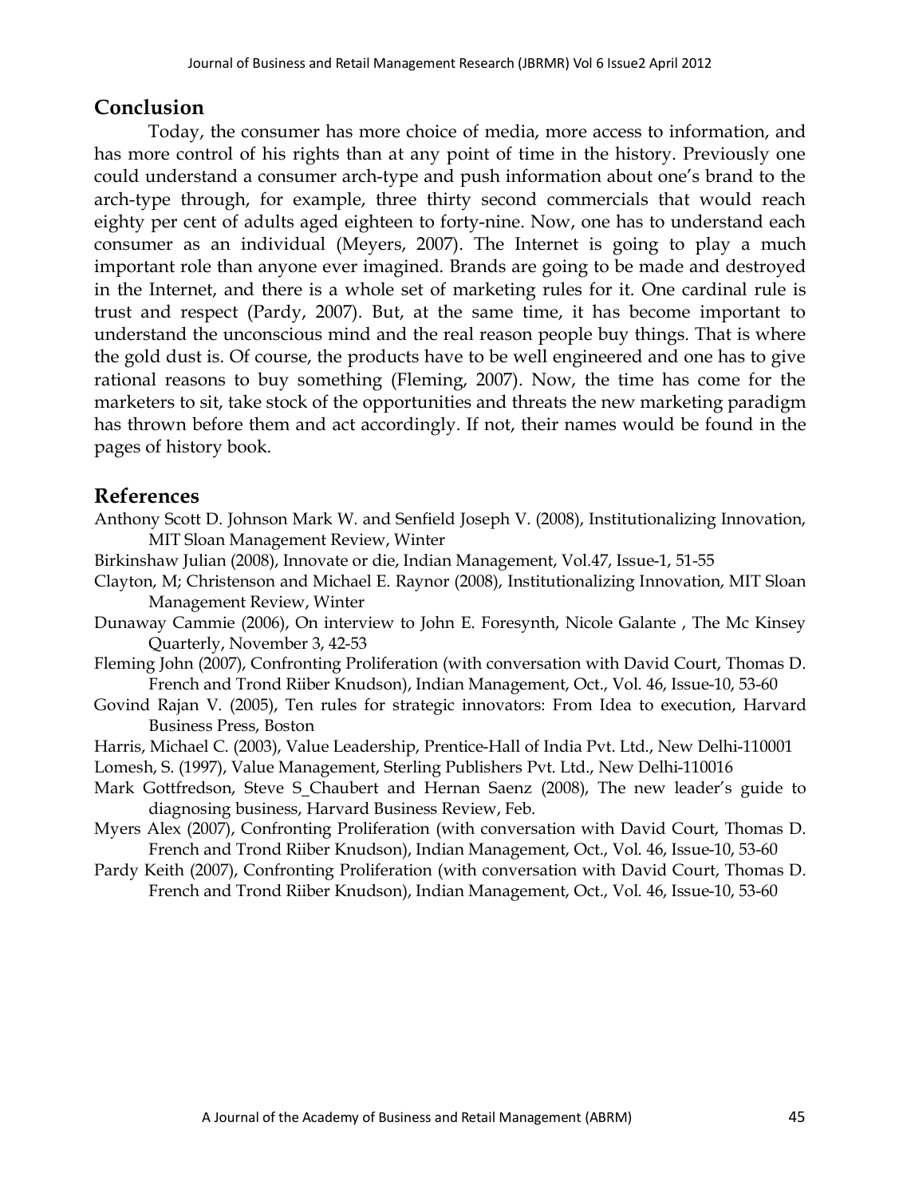## Conclusion

Today, the consumer has more choice of media, more access to information, and has more control of his rights than at any point of time in the history. Previously one could understand a consumer arch-type and push information about one's brand to the arch-type through, for example, three thirty second commercials that would reach eighty per cent of adults aged eighteen to forty-nine. Now, one has to understand each consumer as an individual (Meyers, 2007). The Internet is going to play a much important role than anyone ever imagined. Brands are going to be made and destroyed in the Internet, and there is a whole set of marketing rules for it. One cardinal rule is trust and respect (Pardy, 2007). But, at the same time, it has become important to understand the unconscious mind and the real reason people buy things. That is where the gold dust is. Of course, the products have to be well engineered and one has to give rational reasons to buy something (Fleming, 2007). Now, the time has come for the marketers to sit, take stock of the opportunities and threats the new marketing paradigm has thrown before them and act accordingly. If not, their names would be found in the pages of history book.

## References

Anthony Scott D. Johnson Mark W. and Senfield Joseph V. (2008), Institutionalizing Innovation, MIT Sloan Management Review, Winter

Birkinshaw Julian (2008), Innovate or die, Indian Management, Vol.47, Issue-1, 51-55

Clayton, M; Christenson and Michael E. Raynor (2008), Institutionalizing Innovation, MIT Sloan Management Review, Winter

Dunaway Cammie (2006), On interview to John E. Foresynth, Nicole Galante , The Mc Kinsey Quarterly, November 3, 42-53

Fleming John (2007), Confronting Proliferation (with conversation with David Court, Thomas D. French and Trond Riiber Knudson), Indian Management, Oct., Vol. 46, Issue-10, 53-60

Govind Rajan V. (2005), Ten rules for strategic innovators: From Idea to execution, Harvard Business Press, Boston

Harris, Michael C. (2003), Value Leadership, Prentice-Hall of India Pvt. Ltd., New Delhi-110001

Lomesh, S. (1997), Value Management, Sterling Publishers Pvt. Ltd., New Delhi-110016

Mark Gottfredson, Steve S_Chaubert and Hernan Saenz (2008), The new leader's guide to diagnosing business, Harvard Business Review, Feb.

Myers Alex (2007), Confronting Proliferation (with conversation with David Court, Thomas D. French and Trond Riiber Knudson), Indian Management, Oct., Vol. 46, Issue-10, 53-60

Pardy Keith (2007), Confronting Proliferation (with conversation with David Court, Thomas D. French and Trond Riiber Knudson), Indian Management, Oct., Vol. 46, Issue-10, 53-60